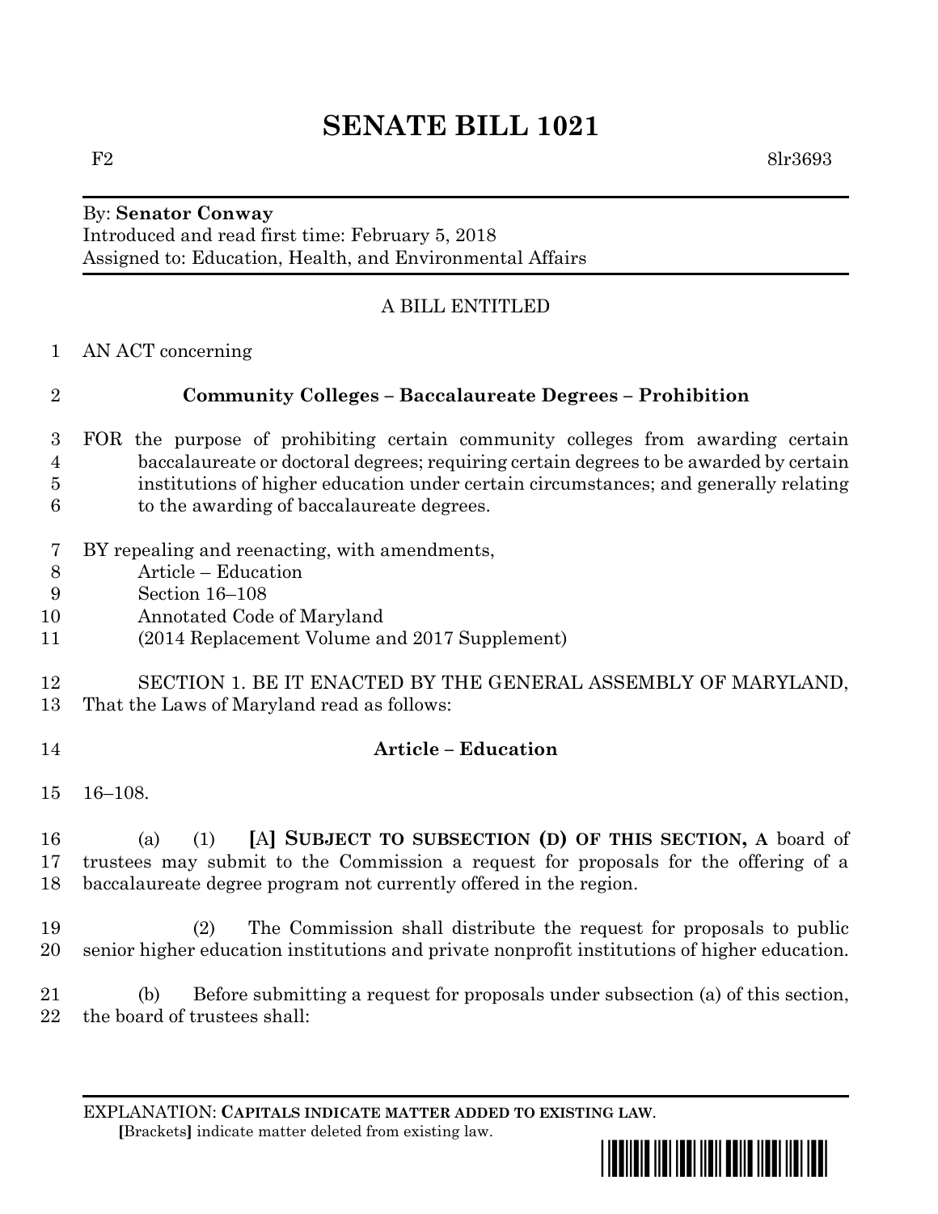# SENATE BILL 1021

F2 8lr3693

By: **Senator Conway**
Introduced and read first time: February 5, 2018
Assigned to: Education, Health, and Environmental Affairs

A BILL ENTITLED

1 AN ACT concerning

2 **Community Colleges – Baccalaureate Degrees – Prohibition**

3 FOR the purpose of prohibiting certain community colleges from awarding certain
4 baccalaureate or doctoral degrees; requiring certain degrees to be awarded by certain
5 institutions of higher education under certain circumstances; and generally relating
6 to the awarding of baccalaureate degrees.

7 BY repealing and reenacting, with amendments,
8 Article – Education
9 Section 16–108
10 Annotated Code of Maryland
11 (2014 Replacement Volume and 2017 Supplement)

12 SECTION 1. BE IT ENACTED BY THE GENERAL ASSEMBLY OF MARYLAND,
13 That the Laws of Maryland read as follows:

14 **Article – Education**

15 16–108.

16 (a) (1) **[**A**]** **SUBJECT TO SUBSECTION (D) OF THIS SECTION, A** board of
17 trustees may submit to the Commission a request for proposals for the offering of a
18 baccalaureate degree program not currently offered in the region.

19 (2) The Commission shall distribute the request for proposals to public
20 senior higher education institutions and private nonprofit institutions of higher education.

21 (b) Before submitting a request for proposals under subsection (a) of this section,
22 the board of trustees shall:

EXPLANATION: **CAPITALS INDICATE MATTER ADDED TO EXISTING LAW**.
**[**Brackets**]** indicate matter deleted from existing law.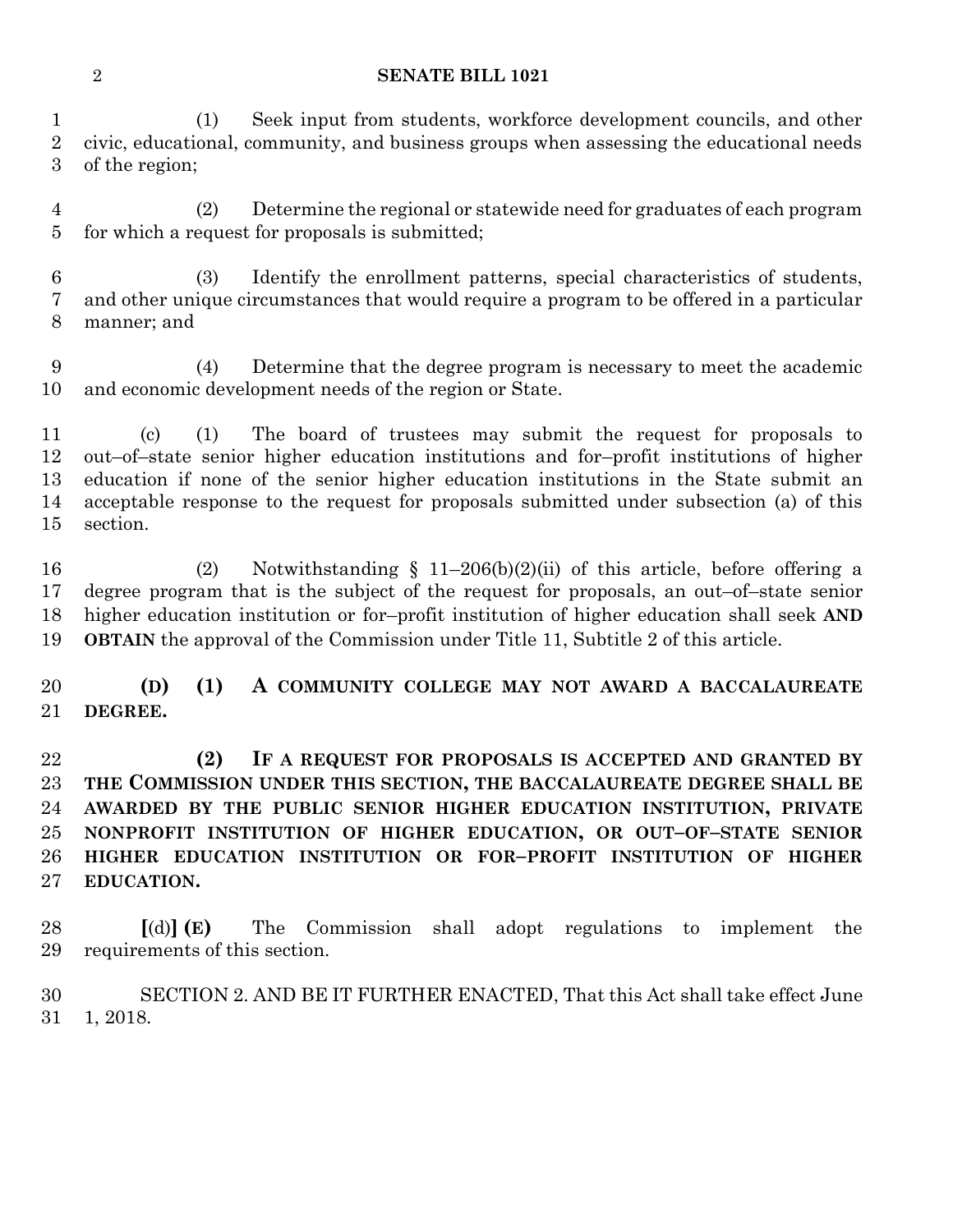(1) Seek input from students, workforce development councils, and other civic, educational, community, and business groups when assessing the educational needs of the region;

(2) Determine the regional or statewide need for graduates of each program for which a request for proposals is submitted;

(3) Identify the enrollment patterns, special characteristics of students, and other unique circumstances that would require a program to be offered in a particular manner; and

(4) Determine that the degree program is necessary to meet the academic and economic development needs of the region or State.

(c) (1) The board of trustees may submit the request for proposals to out–of–state senior higher education institutions and for–profit institutions of higher education if none of the senior higher education institutions in the State submit an acceptable response to the request for proposals submitted under subsection (a) of this section.

(2) Notwithstanding § 11–206(b)(2)(ii) of this article, before offering a degree program that is the subject of the request for proposals, an out–of–state senior higher education institution or for–profit institution of higher education shall seek **AND OBTAIN** the approval of the Commission under Title 11, Subtitle 2 of this article.

**(D) (1) A COMMUNITY COLLEGE MAY NOT AWARD A BACCALAUREATE DEGREE.**

**(2) IF A REQUEST FOR PROPOSALS IS ACCEPTED AND GRANTED BY THE COMMISSION UNDER THIS SECTION, THE BACCALAUREATE DEGREE SHALL BE AWARDED BY THE PUBLIC SENIOR HIGHER EDUCATION INSTITUTION, PRIVATE NONPROFIT INSTITUTION OF HIGHER EDUCATION, OR OUT–OF–STATE SENIOR HIGHER EDUCATION INSTITUTION OR FOR–PROFIT INSTITUTION OF HIGHER EDUCATION.**

**[**(d)**] (E)** The Commission shall adopt regulations to implement the requirements of this section.

SECTION 2. AND BE IT FURTHER ENACTED, That this Act shall take effect June 1, 2018.